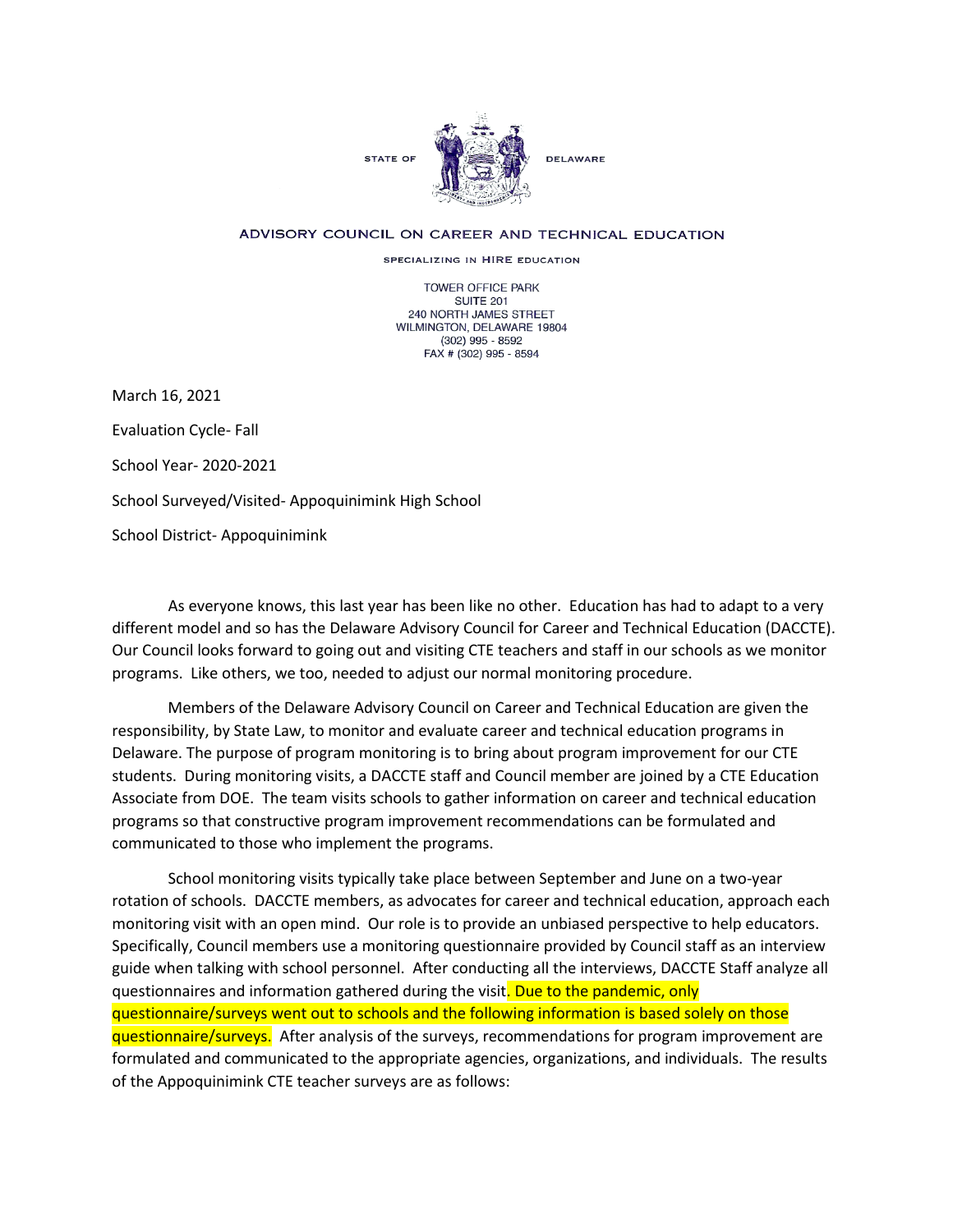STATE OF DELAWARE

ADVISORY COUNCIL ON CAREER AND TECHNICAL EDUCATION

SPECIALIZING IN HIRE EDUCATION

TOWER OFFICE PARK
SUITE 201
240 NORTH JAMES STREET
WILMINGTON, DELAWARE 19804
(302) 995 - 8592
FAX # (302) 995 - 8594

March 16, 2021

Evaluation Cycle- Fall

School Year- 2020-2021

School Surveyed/Visited- Appoquinimink High School

School District- Appoquinimink

As everyone knows, this last year has been like no other. Education has had to adapt to a very different model and so has the Delaware Advisory Council for Career and Technical Education (DACCTE). Our Council looks forward to going out and visiting CTE teachers and staff in our schools as we monitor programs. Like others, we too, needed to adjust our normal monitoring procedure.

Members of the Delaware Advisory Council on Career and Technical Education are given the responsibility, by State Law, to monitor and evaluate career and technical education programs in Delaware. The purpose of program monitoring is to bring about program improvement for our CTE students. During monitoring visits, a DACCTE staff and Council member are joined by a CTE Education Associate from DOE. The team visits schools to gather information on career and technical education programs so that constructive program improvement recommendations can be formulated and communicated to those who implement the programs.

School monitoring visits typically take place between September and June on a two-year rotation of schools. DACCTE members, as advocates for career and technical education, approach each monitoring visit with an open mind. Our role is to provide an unbiased perspective to help educators. Specifically, Council members use a monitoring questionnaire provided by Council staff as an interview guide when talking with school personnel. After conducting all the interviews, DACCTE Staff analyze all questionnaires and information gathered during the visit. Due to the pandemic, only questionnaire/surveys went out to schools and the following information is based solely on those questionnaire/surveys. After analysis of the surveys, recommendations for program improvement are formulated and communicated to the appropriate agencies, organizations, and individuals. The results of the Appoquinimink CTE teacher surveys are as follows: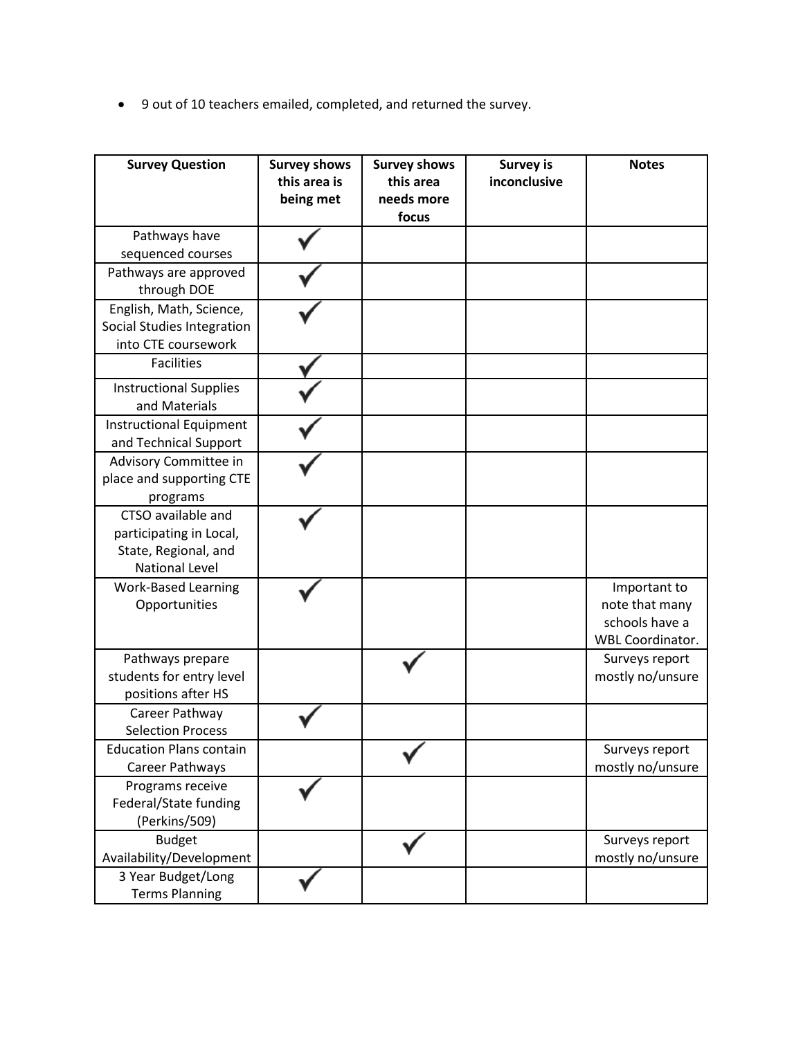- 9 out of 10 teachers emailed, completed, and returned the survey.

| Survey Question | Survey shows this area is being met | Survey shows this area needs more focus | Survey is inconclusive | Notes |
|---|---|---|---|---|
| Pathways have sequenced courses | ✓ | | | |
| Pathways are approved through DOE | ✓ | | | |
| English, Math, Science, Social Studies Integration into CTE coursework | ✓ | | | |
| Facilities | ✓ | | | |
| Instructional Supplies and Materials | ✓ | | | |
| Instructional Equipment and Technical Support | ✓ | | | |
| Advisory Committee in place and supporting CTE programs | ✓ | | | |
| CTSO available and participating in Local, State, Regional, and National Level | ✓ | | | |
| Work-Based Learning Opportunities | ✓ | | | Important to note that many schools have a WBL Coordinator. |
| Pathways prepare students for entry level positions after HS | | ✓ | | Surveys report mostly no/unsure |
| Career Pathway Selection Process | ✓ | | | |
| Education Plans contain Career Pathways | | ✓ | | Surveys report mostly no/unsure |
| Programs receive Federal/State funding (Perkins/509) | ✓ | | | |
| Budget Availability/Development | | ✓ | | Surveys report mostly no/unsure |
| 3 Year Budget/Long Terms Planning | ✓ | | | |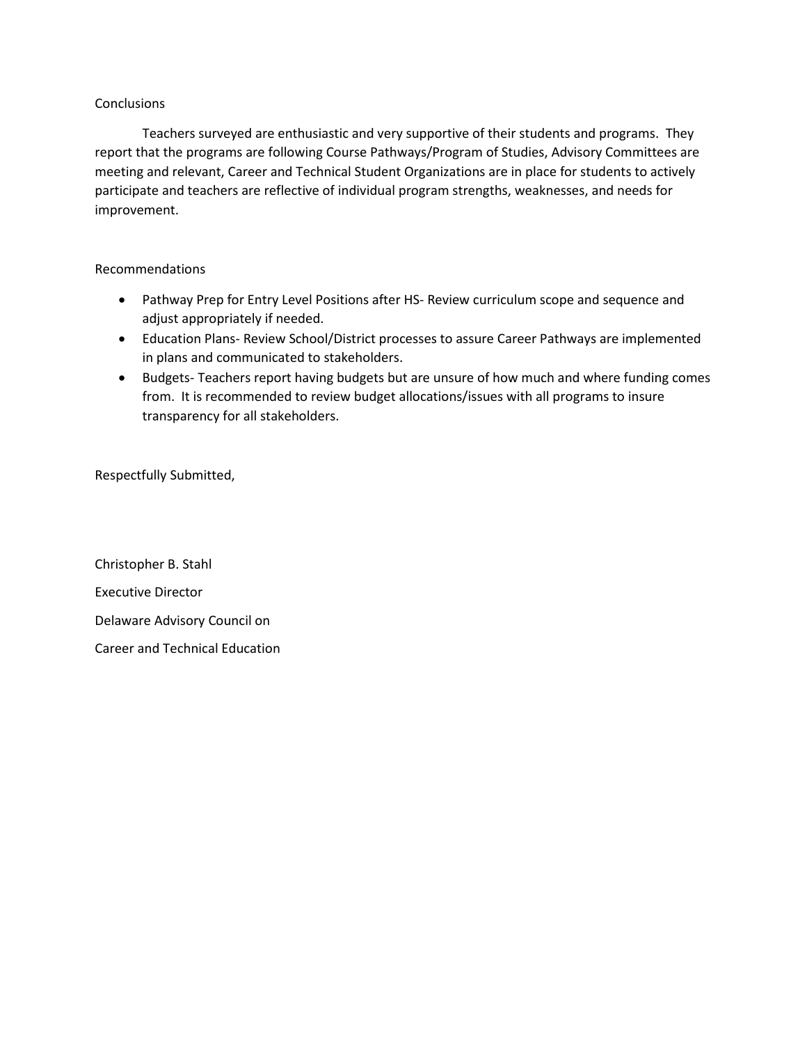## Conclusions

Teachers surveyed are enthusiastic and very supportive of their students and programs. They report that the programs are following Course Pathways/Program of Studies, Advisory Committees are meeting and relevant, Career and Technical Student Organizations are in place for students to actively participate and teachers are reflective of individual program strengths, weaknesses, and needs for improvement.

## Recommendations

- Pathway Prep for Entry Level Positions after HS- Review curriculum scope and sequence and adjust appropriately if needed.
- Education Plans- Review School/District processes to assure Career Pathways are implemented in plans and communicated to stakeholders.
- Budgets- Teachers report having budgets but are unsure of how much and where funding comes from. It is recommended to review budget allocations/issues with all programs to insure transparency for all stakeholders.

Respectfully Submitted,

Christopher B. Stahl

Executive Director

Delaware Advisory Council on

Career and Technical Education